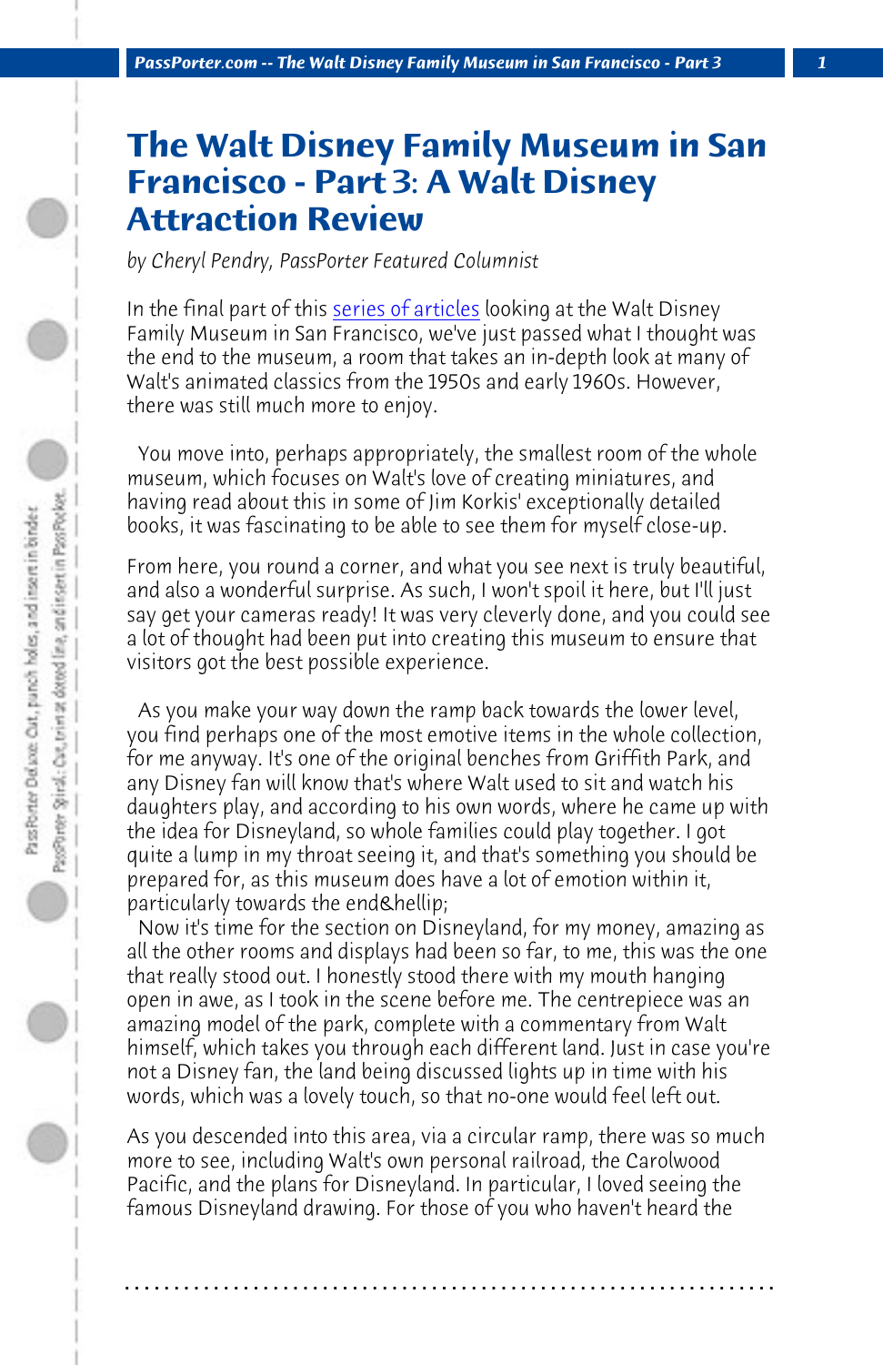# The Walt Disney Family Museum in San Francisco - Part 3: A Walt Disney Attraction Review

*by Cheryl Pendry, PassPorter Featured Columnist*

In the final part of this series of articles looking at the Walt Disney Family Museum in San Francisco, we've just passed what I thought was the end to the museum, a room that takes an in-depth look at many of Walt's animated classics from the 1950s and early 1960s. However, there was still much more to enjoy.

You move into, perhaps appropriately, the smallest room of the whole museum, which focuses on Walt's love of creating miniatures, and having read about this in some of Jim Korkis' exceptionally detailed books, it was fascinating to be able to see them for myself close-up.

From here, you round a corner, and what you see next is truly beautiful, and also a wonderful surprise. As such, I won't spoil it here, but I'll just say get your cameras ready! It was very cleverly done, and you could see a lot of thought had been put into creating this museum to ensure that visitors got the best possible experience.

As you make your way down the ramp back towards the lower level, you find perhaps one of the most emotive items in the whole collection, for me anyway. It's one of the original benches from Griffith Park, and any Disney fan will know that's where Walt used to sit and watch his daughters play, and according to his own words, where he came up with the idea for Disneyland, so whole families could play together. I got quite a lump in my throat seeing it, and that's something you should be prepared for, as this museum does have a lot of emotion within it, particularly towards the end&hellip;

Now it's time for the section on Disneyland, for my money, amazing as all the other rooms and displays had been so far, to me, this was the one that really stood out. I honestly stood there with my mouth hanging open in awe, as I took in the scene before me. The centrepiece was an amazing model of the park, complete with a commentary from Walt himself, which takes you through each different land. Just in case you're not a Disney fan, the land being discussed lights up in time with his words, which was a lovely touch, so that no-one would feel left out.

As you descended into this area, via a circular ramp, there was so much more to see, including Walt's own personal railroad, the Carolwood Pacific, and the plans for Disneyland. In particular, I loved seeing the famous Disneyland drawing. For those of you who haven't heard the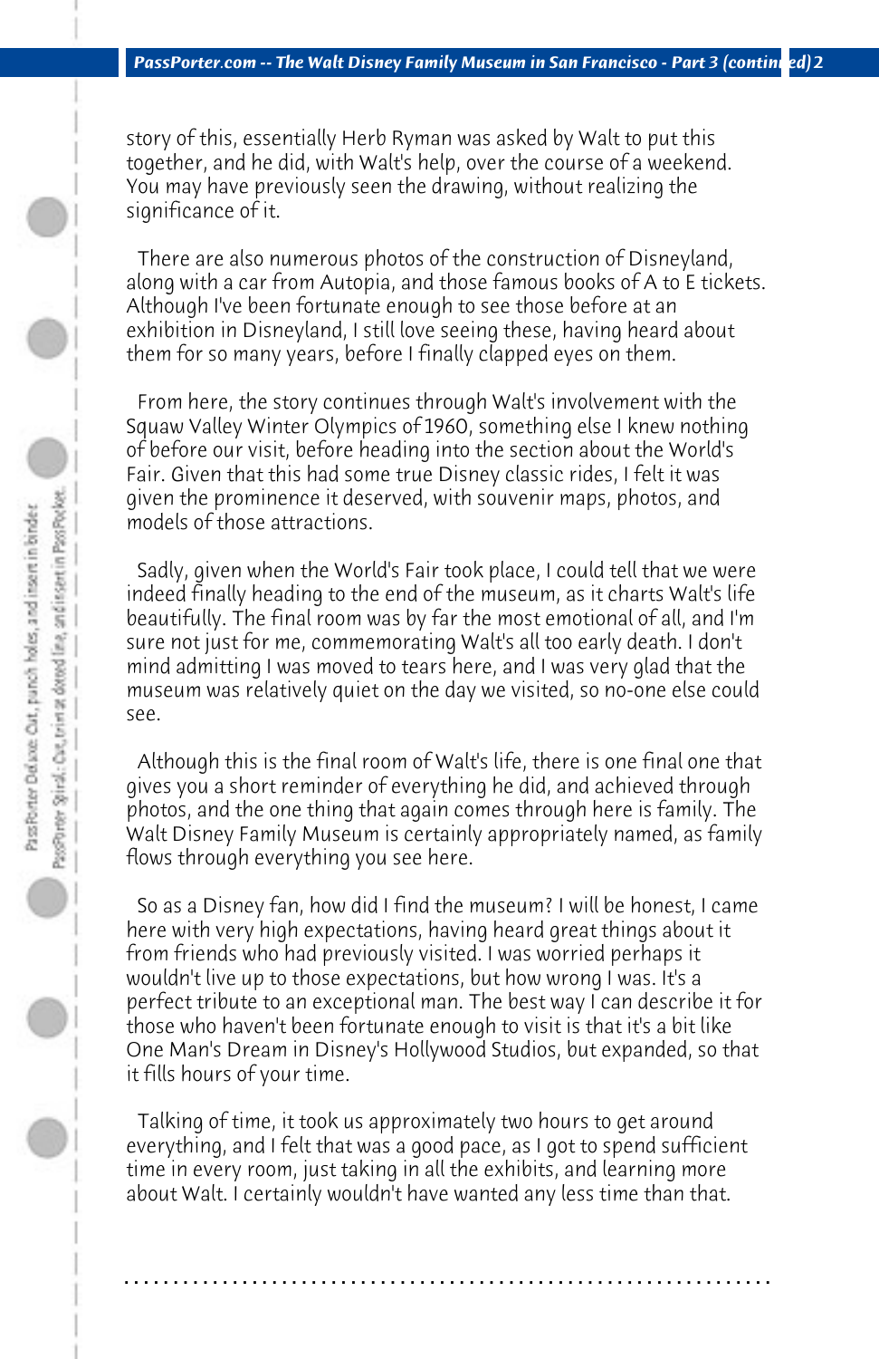story of this, essentially Herb Ryman was asked by Walt to put this together, and he did, with Walt's help, over the course of a weekend. You may have previously seen the drawing, without realizing the significance of it.

There are also numerous photos of the construction of Disneyland, along with a car from Autopia, and those famous books of A to E tickets. Although I've been fortunate enough to see those before at an exhibition in Disneyland, I still love seeing these, having heard about them for so many years, before I finally clapped eyes on them.

From here, the story continues through Walt's involvement with the Squaw Valley Winter Olympics of 1960, something else I knew nothing of before our visit, before heading into the section about the World's Fair. Given that this had some true Disney classic rides, I felt it was given the prominence it deserved, with souvenir maps, photos, and models of those attractions.

Sadly, given when the World's Fair took place, I could tell that we were indeed finally heading to the end of the museum, as it charts Walt's life beautifully. The final room was by far the most emotional of all, and I'm sure not just for me, commemorating Walt's all too early death. I don't mind admitting I was moved to tears here, and I was very glad that the museum was relatively quiet on the day we visited, so no-one else could see.

Although this is the final room of Walt's life, there is one final one that gives you a short reminder of everything he did, and achieved through photos, and the one thing that again comes through here is family. The Walt Disney Family Museum is certainly appropriately named, as family flows through everything you see here.

So as a Disney fan, how did I find the museum? I will be honest, I came here with very high expectations, having heard great things about it from friends who had previously visited. I was worried perhaps it wouldn't live up to those expectations, but how wrong I was. It's a perfect tribute to an exceptional man. The best way I can describe it for those who haven't been fortunate enough to visit is that it's a bit like One Man's Dream in Disney's Hollywood Studios, but expanded, so that it fills hours of your time.

Talking of time, it took us approximately two hours to get around everything, and I felt that was a good pace, as I got to spend sufficient time in every room, just taking in all the exhibits, and learning more about Walt. I certainly wouldn't have wanted any less time than that.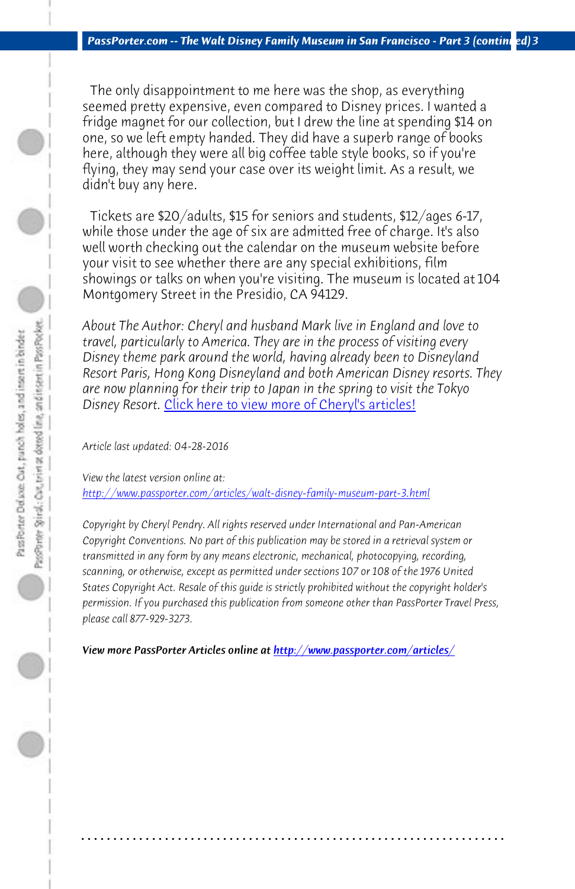The only disappointment to me here was the shop, as everything seemed pretty expensive, even compared to Disney prices. I wanted a fridge magnet for our collection, but I drew the line at spending $14 on one, so we left empty handed. They did have a superb range of books here, although they were all big coffee table style books, so if you're flying, they may send your case over its weight limit. As a result, we didn't buy any here.

Tickets are $20/adults, $15 for seniors and students, $12/ages 6-17, while those under the age of six are admitted free of charge. It's also well worth checking out the calendar on the museum website before your visit to see whether there are any special exhibitions, film showings or talks on when you're visiting. The museum is located at 104 Montgomery Street in the Presidio, CA 94129.

*About The Author: Cheryl and husband Mark live in England and love to travel, particularly to America. They are in the process of visiting every Disney theme park around the world, having already been to Disneyland Resort Paris, Hong Kong Disneyland and both American Disney resorts. They are now planning for their trip to Japan in the spring to visit the Tokyo Disney Resort.* Click here to view more of Cheryl's articles!

*Article last updated: 04-28-2016*

*View the latest version online at:*
http://www.passporter.com/articles/walt-disney-family-museum-part-3.html

*Copyright by Cheryl Pendry. All rights reserved under International and Pan-American Copyright Conventions. No part of this publication may be stored in a retrieval system or transmitted in any form by any means electronic, mechanical, photocopying, recording, scanning, or otherwise, except as permitted under sections 107 or 108 of the 1976 United States Copyright Act. Resale of this guide is strictly prohibited without the copyright holder's permission. If you purchased this publication from someone other than PassPorter Travel Press, please call 877-929-3273.*

***View more PassPorter Articles online at*** http://www.passporter.com/articles/